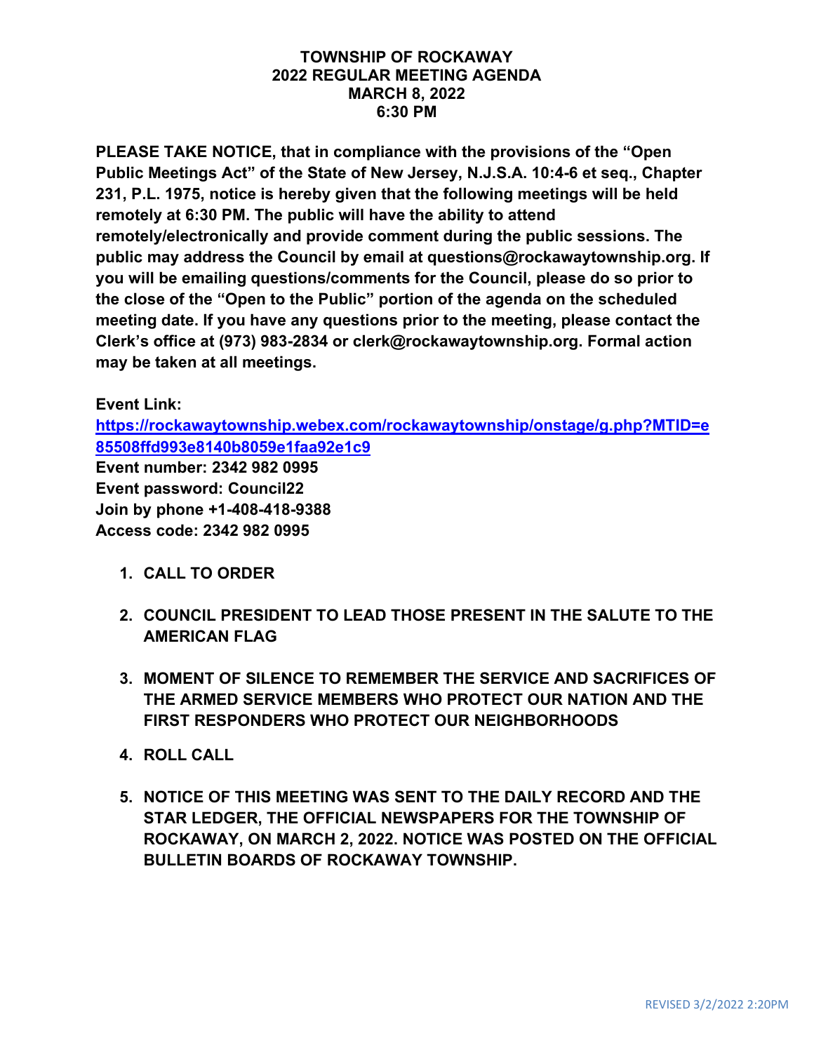# TOWNSHIP OF ROCKAWAY
## 2022 REGULAR MEETING AGENDA
## MARCH 8, 2022
## 6:30 PM

**PLEASE TAKE NOTICE, that in compliance with the provisions of the "Open Public Meetings Act" of the State of New Jersey, N.J.S.A. 10:4-6 et seq., Chapter 231, P.L. 1975, notice is hereby given that the following meetings will be held remotely at 6:30 PM. The public will have the ability to attend remotely/electronically and provide comment during the public sessions. The public may address the Council by email at questions@rockawaytownship.org. If you will be emailing questions/comments for the Council, please do so prior to the close of the "Open to the Public" portion of the agenda on the scheduled meeting date. If you have any questions prior to the meeting, please contact the Clerk's office at (973) 983-2834 or clerk@rockawaytownship.org. Formal action may be taken at all meetings.**

**Event Link:**
**https://rockawaytownship.webex.com/rockawaytownship/onstage/g.php?MTID=e85508ffd993e8140b8059e1faa92e1c9**
**Event number: 2342 982 0995**
**Event password: Council22**
**Join by phone +1-408-418-9388**
**Access code: 2342 982 0995**

1. **CALL TO ORDER**
2. **COUNCIL PRESIDENT TO LEAD THOSE PRESENT IN THE SALUTE TO THE AMERICAN FLAG**
3. **MOMENT OF SILENCE TO REMEMBER THE SERVICE AND SACRIFICES OF THE ARMED SERVICE MEMBERS WHO PROTECT OUR NATION AND THE FIRST RESPONDERS WHO PROTECT OUR NEIGHBORHOODS**
4. **ROLL CALL**
5. **NOTICE OF THIS MEETING WAS SENT TO THE DAILY RECORD AND THE STAR LEDGER, THE OFFICIAL NEWSPAPERS FOR THE TOWNSHIP OF ROCKAWAY, ON MARCH 2, 2022. NOTICE WAS POSTED ON THE OFFICIAL BULLETIN BOARDS OF ROCKAWAY TOWNSHIP.**

REVISED 3/2/2022 2:20PM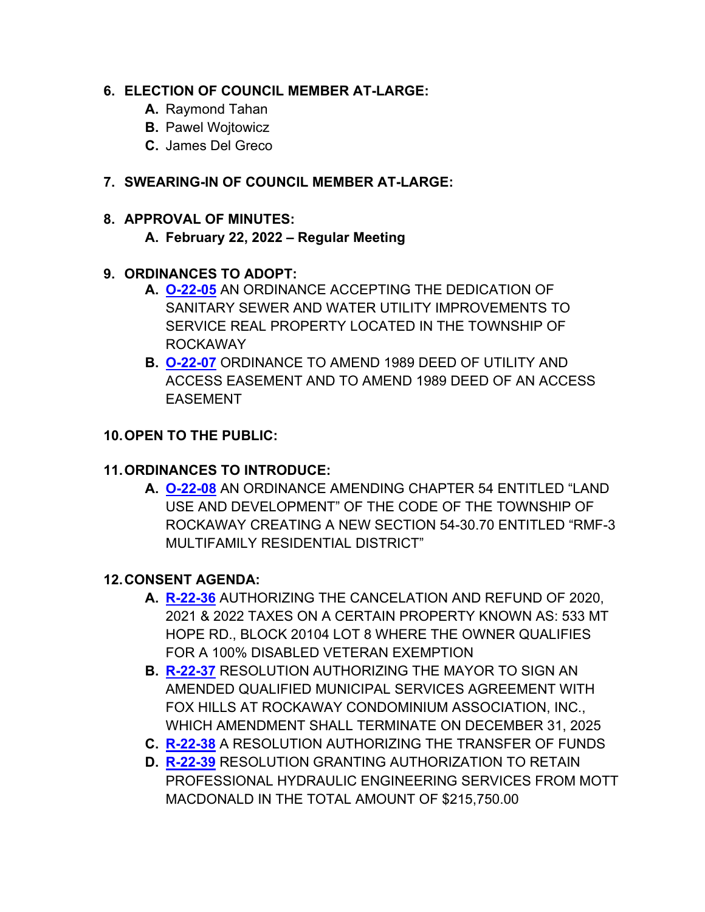6. **ELECTION OF COUNCIL MEMBER AT-LARGE:**
   - **A.** Raymond Tahan
   - **B.** Pawel Wojtowicz
   - **C.** James Del Greco

7. **SWEARING-IN OF COUNCIL MEMBER AT-LARGE:**

8. **APPROVAL OF MINUTES:**
   - **A. February 22, 2022 – Regular Meeting**

9. **ORDINANCES TO ADOPT:**
   - **A. O-22-05** AN ORDINANCE ACCEPTING THE DEDICATION OF SANITARY SEWER AND WATER UTILITY IMPROVEMENTS TO SERVICE REAL PROPERTY LOCATED IN THE TOWNSHIP OF ROCKAWAY
   - **B. O-22-07** ORDINANCE TO AMEND 1989 DEED OF UTILITY AND ACCESS EASEMENT AND TO AMEND 1989 DEED OF AN ACCESS EASEMENT

10. **OPEN TO THE PUBLIC:**

11. **ORDINANCES TO INTRODUCE:**
    - **A. O-22-08** AN ORDINANCE AMENDING CHAPTER 54 ENTITLED "LAND USE AND DEVELOPMENT" OF THE CODE OF THE TOWNSHIP OF ROCKAWAY CREATING A NEW SECTION 54-30.70 ENTITLED "RMF-3 MULTIFAMILY RESIDENTIAL DISTRICT"

12. **CONSENT AGENDA:**
    - **A. R-22-36** AUTHORIZING THE CANCELATION AND REFUND OF 2020, 2021 & 2022 TAXES ON A CERTAIN PROPERTY KNOWN AS: 533 MT HOPE RD., BLOCK 20104 LOT 8 WHERE THE OWNER QUALIFIES FOR A 100% DISABLED VETERAN EXEMPTION
    - **B. R-22-37** RESOLUTION AUTHORIZING THE MAYOR TO SIGN AN AMENDED QUALIFIED MUNICIPAL SERVICES AGREEMENT WITH FOX HILLS AT ROCKAWAY CONDOMINIUM ASSOCIATION, INC., WHICH AMENDMENT SHALL TERMINATE ON DECEMBER 31, 2025
    - **C. R-22-38** A RESOLUTION AUTHORIZING THE TRANSFER OF FUNDS
    - **D. R-22-39** RESOLUTION GRANTING AUTHORIZATION TO RETAIN PROFESSIONAL HYDRAULIC ENGINEERING SERVICES FROM MOTT MACDONALD IN THE TOTAL AMOUNT OF $215,750.00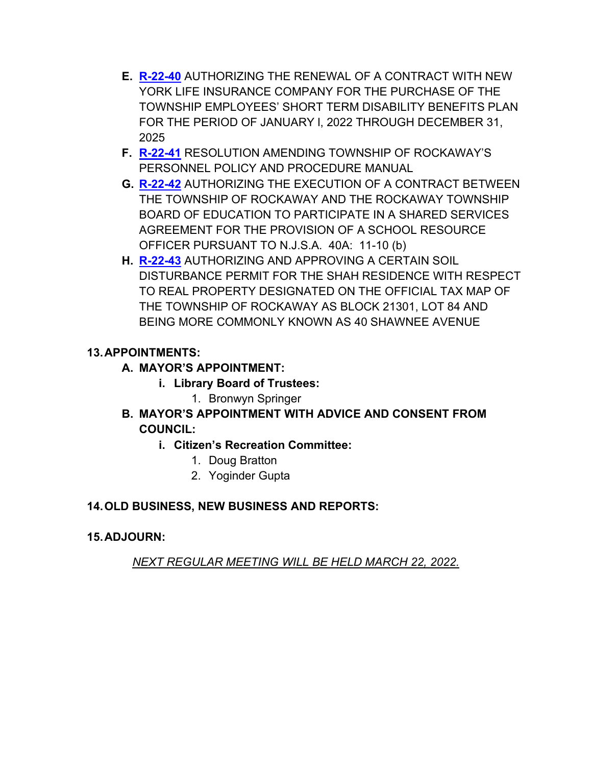E. **R-22-40** AUTHORIZING THE RENEWAL OF A CONTRACT WITH NEW YORK LIFE INSURANCE COMPANY FOR THE PURCHASE OF THE TOWNSHIP EMPLOYEES' SHORT TERM DISABILITY BENEFITS PLAN FOR THE PERIOD OF JANUARY l, 2022 THROUGH DECEMBER 31, 2025

F. **R-22-41** RESOLUTION AMENDING TOWNSHIP OF ROCKAWAY'S PERSONNEL POLICY AND PROCEDURE MANUAL

G. **R-22-42** AUTHORIZING THE EXECUTION OF A CONTRACT BETWEEN THE TOWNSHIP OF ROCKAWAY AND THE ROCKAWAY TOWNSHIP BOARD OF EDUCATION TO PARTICIPATE IN A SHARED SERVICES AGREEMENT FOR THE PROVISION OF A SCHOOL RESOURCE OFFICER PURSUANT TO N.J.S.A. 40A: 11-10 (b)

H. **R-22-43** AUTHORIZING AND APPROVING A CERTAIN SOIL DISTURBANCE PERMIT FOR THE SHAH RESIDENCE WITH RESPECT TO REAL PROPERTY DESIGNATED ON THE OFFICIAL TAX MAP OF THE TOWNSHIP OF ROCKAWAY AS BLOCK 21301, LOT 84 AND BEING MORE COMMONLY KNOWN AS 40 SHAWNEE AVENUE

**13. APPOINTMENTS:**

**A. MAYOR'S APPOINTMENT:**

**i. Library Board of Trustees:**

1. Bronwyn Springer

**B. MAYOR'S APPOINTMENT WITH ADVICE AND CONSENT FROM COUNCIL:**

**i. Citizen's Recreation Committee:**

1. Doug Bratton
2. Yoginder Gupta

**14. OLD BUSINESS, NEW BUSINESS AND REPORTS:**

**15. ADJOURN:**

*NEXT REGULAR MEETING WILL BE HELD MARCH 22, 2022.*